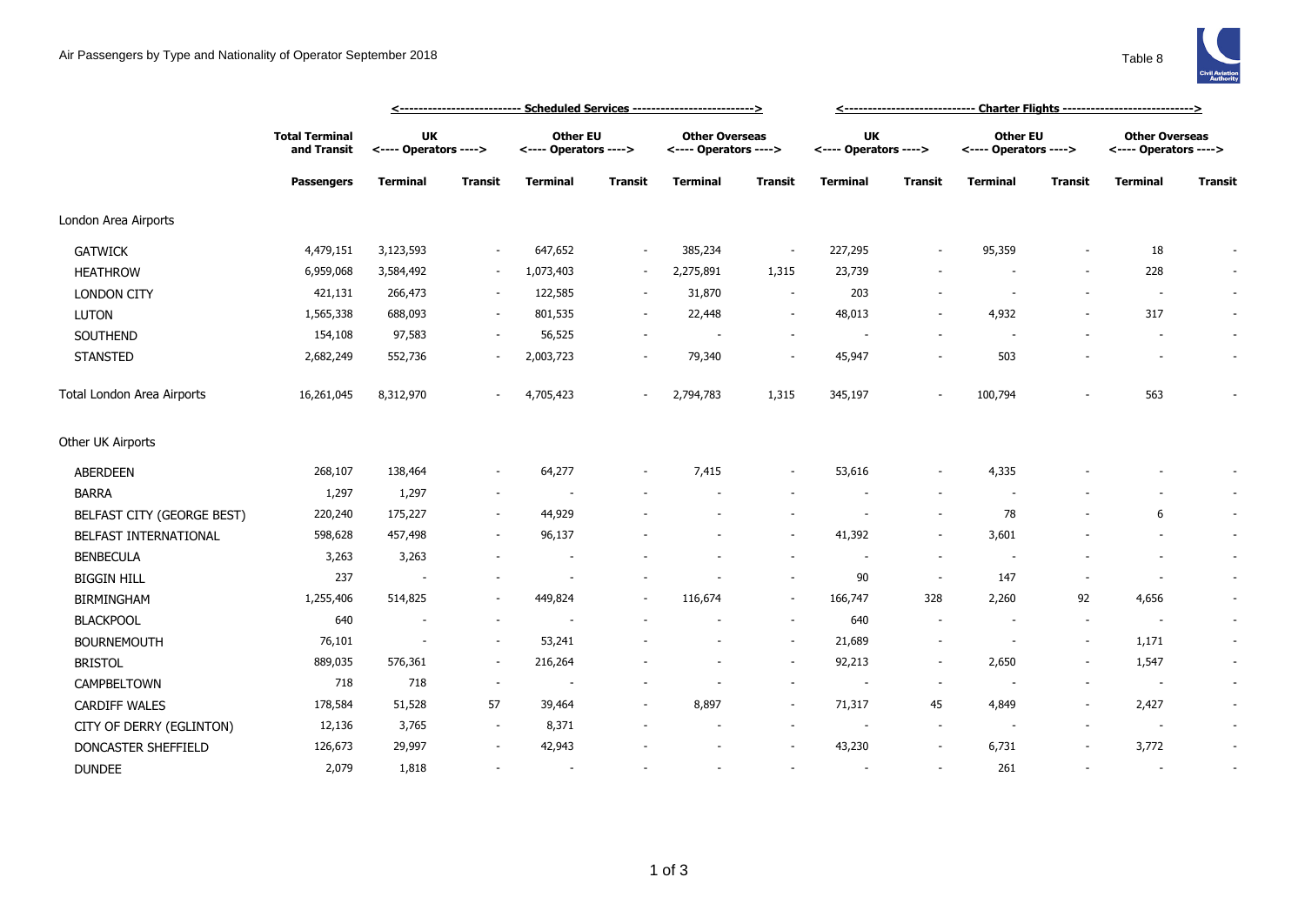# Air Passengers by Type and Nationality of Operator September 2018

Table 8

| | Total Terminal and Transit | Scheduled Services | | | | | | Charter Flights | | | | | |
|---|---|---|---|---|---|---|---|---|---|---|---|---|---|
| | | UK <---- Operators ----> | | Other EU <---- Operators ----> | | Other Overseas <---- Operators ----> | | UK <---- Operators ----> | | Other EU <---- Operators ----> | | Other Overseas <---- Operators ----> | |
| | Passengers | Terminal | Transit | Terminal | Transit | Terminal | Transit | Terminal | Transit | Terminal | Transit | Terminal | Transit |
| London Area Airports | | | | | | | | | | | | | |
| GATWICK | 4,479,151 | 3,123,593 | - | 647,652 | - | 385,234 | - | 227,295 | - | 95,359 | - | 18 | - |
| HEATHROW | 6,959,068 | 3,584,492 | - | 1,073,403 | - | 2,275,891 | 1,315 | 23,739 | - | - | - | 228 | - |
| LONDON CITY | 421,131 | 266,473 | - | 122,585 | - | 31,870 | - | 203 | - | - | - | - | - |
| LUTON | 1,565,338 | 688,093 | - | 801,535 | - | 22,448 | - | 48,013 | - | 4,932 | - | 317 | - |
| SOUTHEND | 154,108 | 97,583 | - | 56,525 | - | - | - | - | - | - | - | - | - |
| STANSTED | 2,682,249 | 552,736 | - | 2,003,723 | - | 79,340 | - | 45,947 | - | 503 | - | - | - |
| Total London Area Airports | 16,261,045 | 8,312,970 | - | 4,705,423 | - | 2,794,783 | 1,315 | 345,197 | - | 100,794 | - | 563 | - |
| Other UK Airports | | | | | | | | | | | | | |
| ABERDEEN | 268,107 | 138,464 | - | 64,277 | - | 7,415 | - | 53,616 | - | 4,335 | - | - | - |
| BARRA | 1,297 | 1,297 | - | - | - | - | - | - | - | - | - | - | - |
| BELFAST CITY (GEORGE BEST) | 220,240 | 175,227 | - | 44,929 | - | - | - | - | - | 78 | - | 6 | - |
| BELFAST INTERNATIONAL | 598,628 | 457,498 | - | 96,137 | - | - | - | 41,392 | - | 3,601 | - | - | - |
| BENBECULA | 3,263 | 3,263 | - | - | - | - | - | - | - | - | - | - | - |
| BIGGIN HILL | 237 | - | - | - | - | - | - | 90 | - | 147 | - | - | - |
| BIRMINGHAM | 1,255,406 | 514,825 | - | 449,824 | - | 116,674 | - | 166,747 | 328 | 2,260 | 92 | 4,656 | - |
| BLACKPOOL | 640 | - | - | - | - | - | - | 640 | - | - | - | - | - |
| BOURNEMOUTH | 76,101 | - | - | 53,241 | - | - | - | 21,689 | - | - | - | 1,171 | - |
| BRISTOL | 889,035 | 576,361 | - | 216,264 | - | - | - | 92,213 | - | 2,650 | - | 1,547 | - |
| CAMPBELTOWN | 718 | 718 | - | - | - | - | - | - | - | - | - | - | - |
| CARDIFF WALES | 178,584 | 51,528 | 57 | 39,464 | - | 8,897 | - | 71,317 | 45 | 4,849 | - | 2,427 | - |
| CITY OF DERRY (EGLINTON) | 12,136 | 3,765 | - | 8,371 | - | - | - | - | - | - | - | - | - |
| DONCASTER SHEFFIELD | 126,673 | 29,997 | - | 42,943 | - | - | - | 43,230 | - | 6,731 | - | 3,772 | - |
| DUNDEE | 2,079 | 1,818 | - | - | - | - | - | - | - | 261 | - | - | - |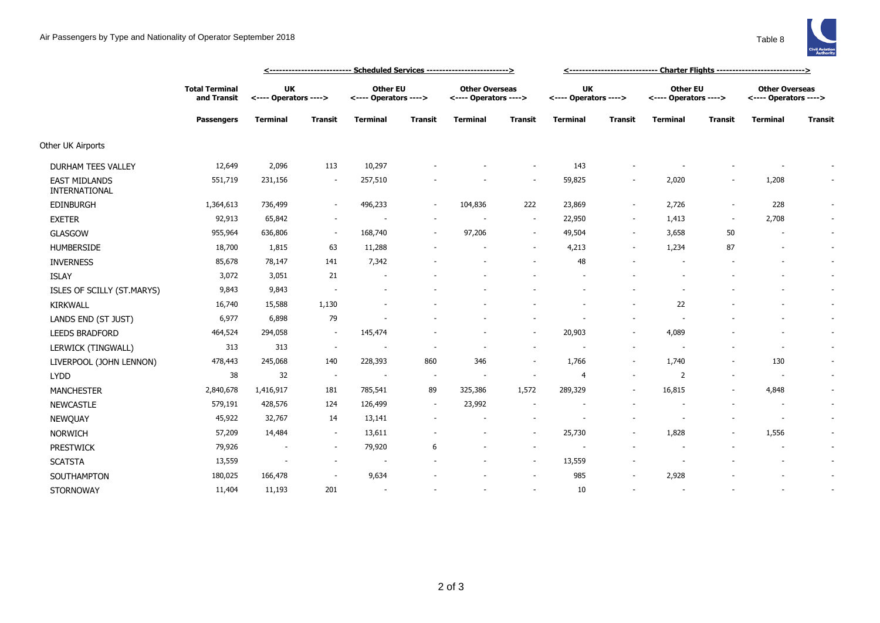# Air Passengers by Type and Nationality of Operator September 2018

Table 8

| | Total Terminal and Transit | Scheduled Services | | | | | | Charter Flights | | | | | |
|---|---|---|---|---|---|---|---|---|---|---|---|---|---|
| | | UK <---- Operators ----> | | Other EU <---- Operators ----> | | Other Overseas <---- Operators ----> | | UK <---- Operators ----> | | Other EU <---- Operators ----> | | Other Overseas <---- Operators ----> | |
| | Passengers | Terminal | Transit | Terminal | Transit | Terminal | Transit | Terminal | Transit | Terminal | Transit | Terminal | Transit |
| Other UK Airports | | | | | | | | | | | | | |
| DURHAM TEES VALLEY | 12,649 | 2,096 | 113 | 10,297 | - | - | - | 143 | - | - | - | - | - |
| EAST MIDLANDS INTERNATIONAL | 551,719 | 231,156 | - | 257,510 | - | - | - | 59,825 | - | 2,020 | - | 1,208 | - |
| EDINBURGH | 1,364,613 | 736,499 | - | 496,233 | - | 104,836 | 222 | 23,869 | - | 2,726 | - | 228 | - |
| EXETER | 92,913 | 65,842 | - | - | - | - | - | 22,950 | - | 1,413 | - | 2,708 | - |
| GLASGOW | 955,964 | 636,806 | - | 168,740 | - | 97,206 | - | 49,504 | - | 3,658 | 50 | - | - |
| HUMBERSIDE | 18,700 | 1,815 | 63 | 11,288 | - | - | - | 4,213 | - | 1,234 | 87 | - | - |
| INVERNESS | 85,678 | 78,147 | 141 | 7,342 | - | - | - | 48 | - | - | - | - | - |
| ISLAY | 3,072 | 3,051 | 21 | - | - | - | - | - | - | - | - | - | - |
| ISLES OF SCILLY (ST.MARYS) | 9,843 | 9,843 | - | - | - | - | - | - | - | - | - | - | - |
| KIRKWALL | 16,740 | 15,588 | 1,130 | - | - | - | - | - | - | 22 | - | - | - |
| LANDS END (ST JUST) | 6,977 | 6,898 | 79 | - | - | - | - | - | - | - | - | - | - |
| LEEDS BRADFORD | 464,524 | 294,058 | - | 145,474 | - | - | - | 20,903 | - | 4,089 | - | - | - |
| LERWICK (TINGWALL) | 313 | 313 | - | - | - | - | - | - | - | - | - | - | - |
| LIVERPOOL (JOHN LENNON) | 478,443 | 245,068 | 140 | 228,393 | 860 | 346 | - | 1,766 | - | 1,740 | - | 130 | - |
| LYDD | 38 | 32 | - | - | - | - | - | 4 | - | 2 | - | - | - |
| MANCHESTER | 2,840,678 | 1,416,917 | 181 | 785,541 | 89 | 325,386 | 1,572 | 289,329 | - | 16,815 | - | 4,848 | - |
| NEWCASTLE | 579,191 | 428,576 | 124 | 126,499 | - | 23,992 | - | - | - | - | - | - | - |
| NEWQUAY | 45,922 | 32,767 | 14 | 13,141 | - | - | - | - | - | - | - | - | - |
| NORWICH | 57,209 | 14,484 | - | 13,611 | - | - | - | 25,730 | - | 1,828 | - | 1,556 | - |
| PRESTWICK | 79,926 | - | - | 79,920 | 6 | - | - | - | - | - | - | - | - |
| SCATSTA | 13,559 | - | - | - | - | - | - | 13,559 | - | - | - | - | - |
| SOUTHAMPTON | 180,025 | 166,478 | - | 9,634 | - | - | - | 985 | - | 2,928 | - | - | - |
| STORNOWAY | 11,404 | 11,193 | 201 | - | - | - | - | 10 | - | - | - | - | - |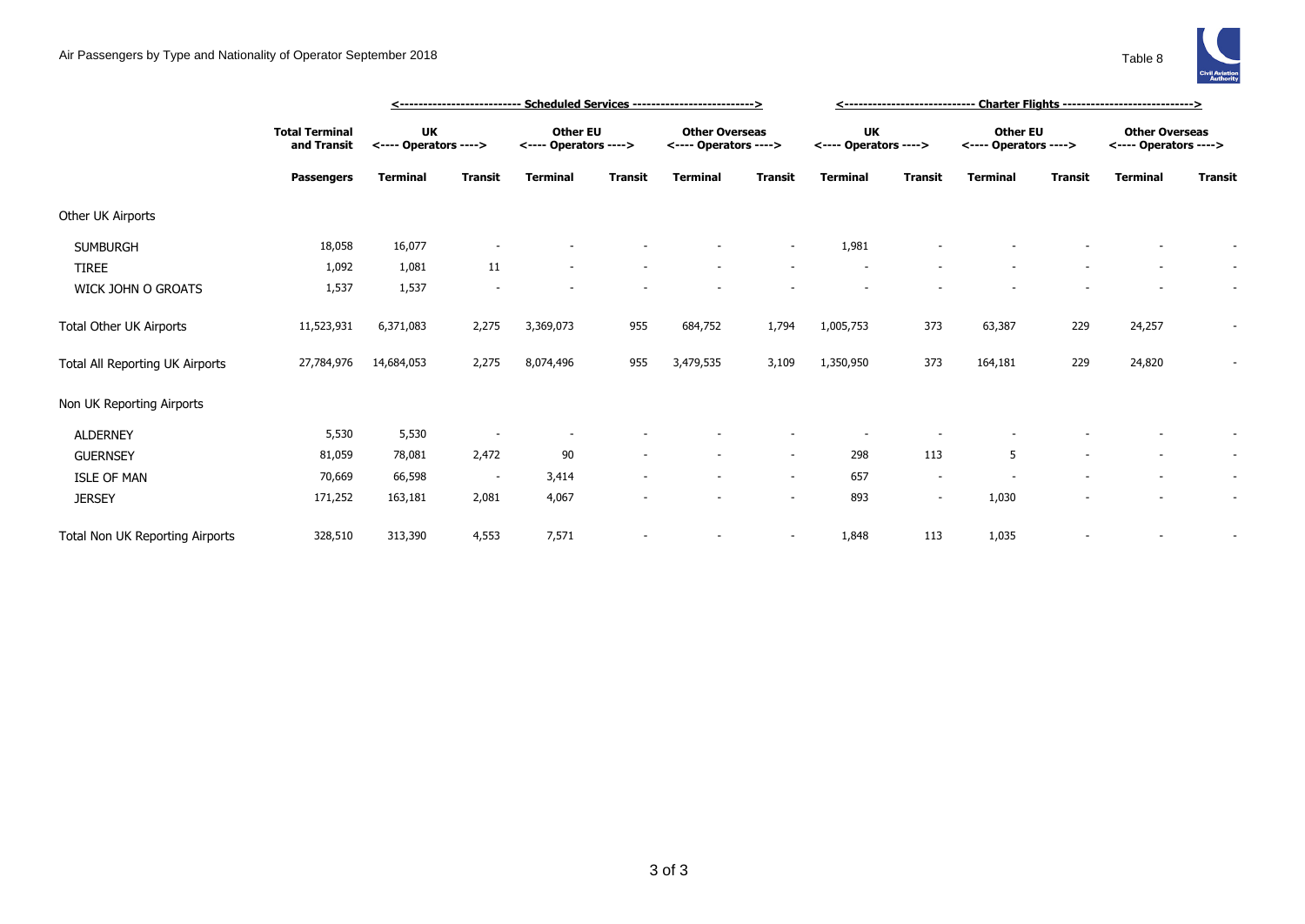Air Passengers by Type and Nationality of Operator September 2018

Table 8

| | Total Terminal and Transit | Scheduled Services | | | | | | Charter Flights | | | | | |
|---|---|---|---|---|---|---|---|---|---|---|---|---|---|
| | | UK <---- Operators ----> | | Other EU <---- Operators ----> | | Other Overseas <---- Operators ----> | | UK <---- Operators ----> | | Other EU <---- Operators ----> | | Other Overseas <---- Operators ----> | |
| | Passengers | Terminal | Transit | Terminal | Transit | Terminal | Transit | Terminal | Transit | Terminal | Transit | Terminal | Transit |
| Other UK Airports | | | | | | | | | | | | | |
| SUMBURGH | 18,058 | 16,077 | - | - | - | - | - | 1,981 | - | - | - | - | - |
| TIREE | 1,092 | 1,081 | 11 | - | - | - | - | - | - | - | - | - | - |
| WICK JOHN O GROATS | 1,537 | 1,537 | - | - | - | - | - | - | - | - | - | - | - |
| Total Other UK Airports | 11,523,931 | 6,371,083 | 2,275 | 3,369,073 | 955 | 684,752 | 1,794 | 1,005,753 | 373 | 63,387 | 229 | 24,257 | - |
| Total All Reporting UK Airports | 27,784,976 | 14,684,053 | 2,275 | 8,074,496 | 955 | 3,479,535 | 3,109 | 1,350,950 | 373 | 164,181 | 229 | 24,820 | - |
| Non UK Reporting Airports | | | | | | | | | | | | | |
| ALDERNEY | 5,530 | 5,530 | - | - | - | - | - | - | - | - | - | - | - |
| GUERNSEY | 81,059 | 78,081 | 2,472 | 90 | - | - | - | 298 | 113 | 5 | - | - | - |
| ISLE OF MAN | 70,669 | 66,598 | - | 3,414 | - | - | - | 657 | - | - | - | - | - |
| JERSEY | 171,252 | 163,181 | 2,081 | 4,067 | - | - | - | 893 | - | 1,030 | - | - | - |
| Total Non UK Reporting Airports | 328,510 | 313,390 | 4,553 | 7,571 | - | - | - | 1,848 | 113 | 1,035 | - | - | - |